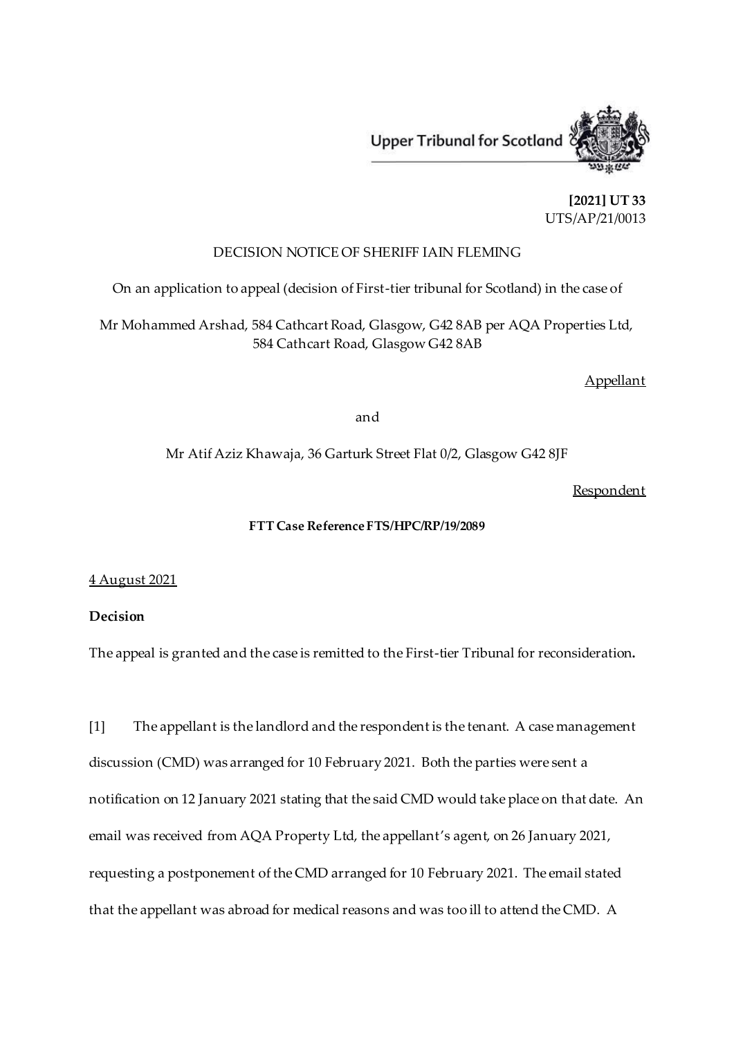Upper Tribunal for Scotland

**[2021] UT 33**
UTS/AP/21/0013

DECISION NOTICE OF SHERIFF IAIN FLEMING

On an application to appeal (decision of First-tier tribunal for Scotland) in the case of

Mr Mohammed Arshad, 584 Cathcart Road, Glasgow, G42 8AB per AQA Properties Ltd, 584 Cathcart Road, Glasgow G42 8AB

Appellant

and

Mr Atif Aziz Khawaja, 36 Garturk Street Flat 0/2, Glasgow G42 8JF

Respondent

**FTT Case Reference FTS/HPC/RP/19/2089**

4 August 2021

**Decision**

The appeal is granted and the case is remitted to the First-tier Tribunal for reconsideration**.**

[1] The appellant is the landlord and the respondent is the tenant. A case management discussion (CMD) was arranged for 10 February 2021. Both the parties were sent a notification on 12 January 2021 stating that the said CMD would take place on that date. An email was received from AQA Property Ltd, the appellant's agent, on 26 January 2021, requesting a postponement of the CMD arranged for 10 February 2021. The email stated that the appellant was abroad for medical reasons and was too ill to attend the CMD. A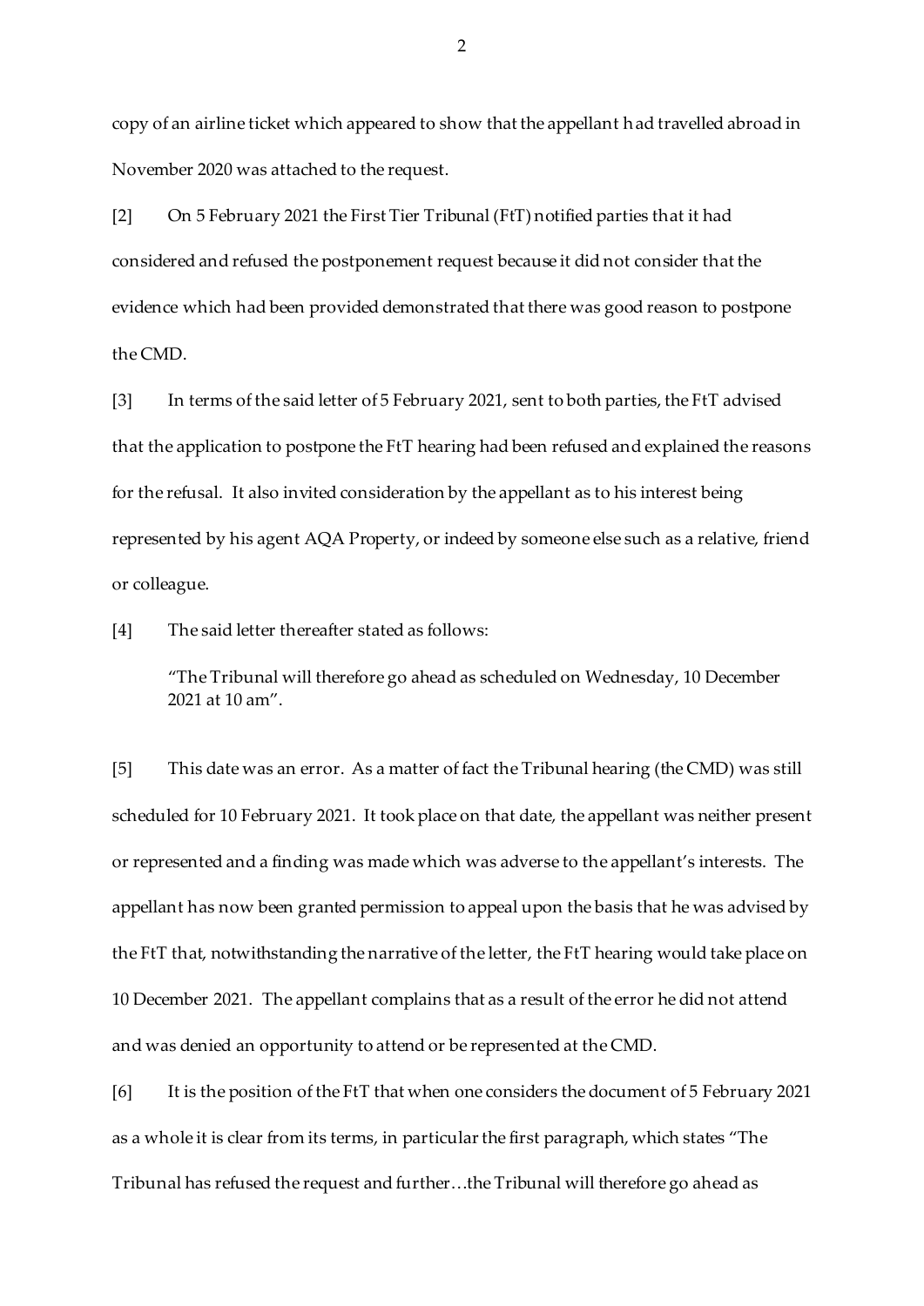copy of an airline ticket which appeared to show that the appellant had travelled abroad in November 2020 was attached to the request.

[2] On 5 February 2021 the First Tier Tribunal (FtT) notified parties that it had considered and refused the postponement request because it did not consider that the evidence which had been provided demonstrated that there was good reason to postpone the CMD.

[3] In terms of the said letter of 5 February 2021, sent to both parties, the FtT advised that the application to postpone the FtT hearing had been refused and explained the reasons for the refusal. It also invited consideration by the appellant as to his interest being represented by his agent AQA Property, or indeed by someone else such as a relative, friend or colleague.

[4] The said letter thereafter stated as follows:

> "The Tribunal will therefore go ahead as scheduled on Wednesday, 10 December 2021 at 10 am".

[5] This date was an error. As a matter of fact the Tribunal hearing (the CMD) was still scheduled for 10 February 2021. It took place on that date, the appellant was neither present or represented and a finding was made which was adverse to the appellant's interests. The appellant has now been granted permission to appeal upon the basis that he was advised by the FtT that, notwithstanding the narrative of the letter, the FtT hearing would take place on 10 December 2021. The appellant complains that as a result of the error he did not attend and was denied an opportunity to attend or be represented at the CMD.

[6] It is the position of the FtT that when one considers the document of 5 February 2021 as a whole it is clear from its terms, in particular the first paragraph, which states "The Tribunal has refused the request and further…the Tribunal will therefore go ahead as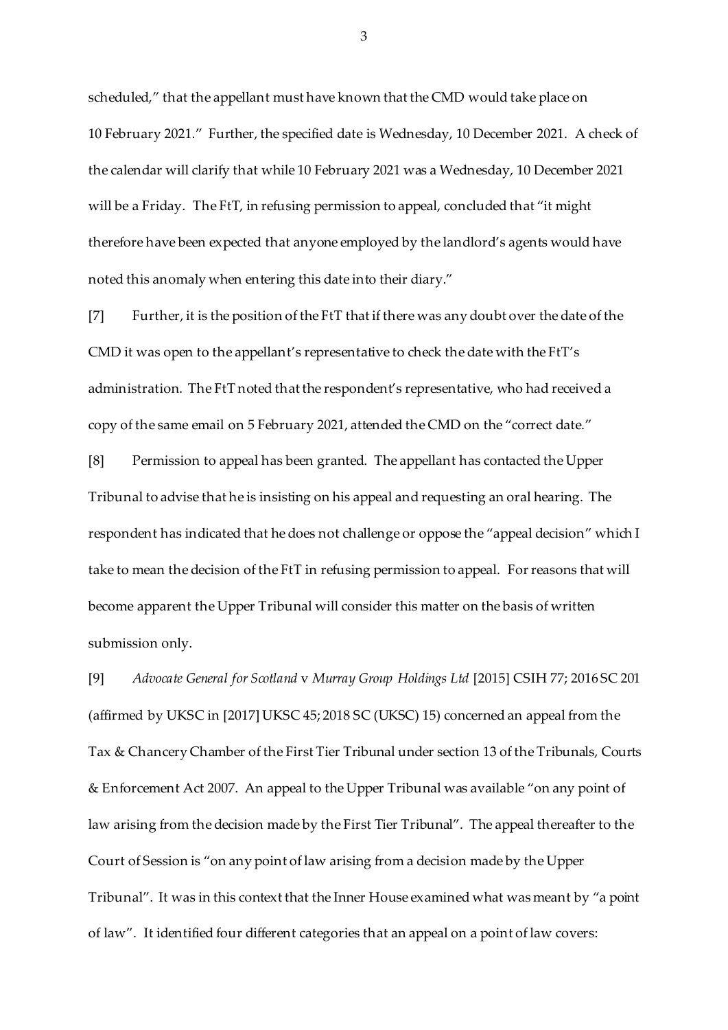scheduled," that the appellant must have known that the CMD would take place on 10 February 2021." Further, the specified date is Wednesday, 10 December 2021. A check of the calendar will clarify that while 10 February 2021 was a Wednesday, 10 December 2021 will be a Friday. The FtT, in refusing permission to appeal, concluded that "it might therefore have been expected that anyone employed by the landlord's agents would have noted this anomaly when entering this date into their diary."

[7] Further, it is the position of the FtT that if there was any doubt over the date of the CMD it was open to the appellant's representative to check the date with the FtT's administration. The FtT noted that the respondent's representative, who had received a copy of the same email on 5 February 2021, attended the CMD on the "correct date."

[8] Permission to appeal has been granted. The appellant has contacted the Upper Tribunal to advise that he is insisting on his appeal and requesting an oral hearing. The respondent has indicated that he does not challenge or oppose the "appeal decision" which I take to mean the decision of the FtT in refusing permission to appeal. For reasons that will become apparent the Upper Tribunal will consider this matter on the basis of written submission only.

[9] *Advocate General for Scotland* v *Murray Group Holdings Ltd* [2015] CSIH 77; 2016 SC 201 (affirmed by UKSC in [2017] UKSC 45; 2018 SC (UKSC) 15) concerned an appeal from the Tax & Chancery Chamber of the First Tier Tribunal under section 13 of the Tribunals, Courts & Enforcement Act 2007. An appeal to the Upper Tribunal was available "on any point of law arising from the decision made by the First Tier Tribunal". The appeal thereafter to the Court of Session is "on any point of law arising from a decision made by the Upper Tribunal". It was in this context that the Inner House examined what was meant by "a point of law". It identified four different categories that an appeal on a point of law covers: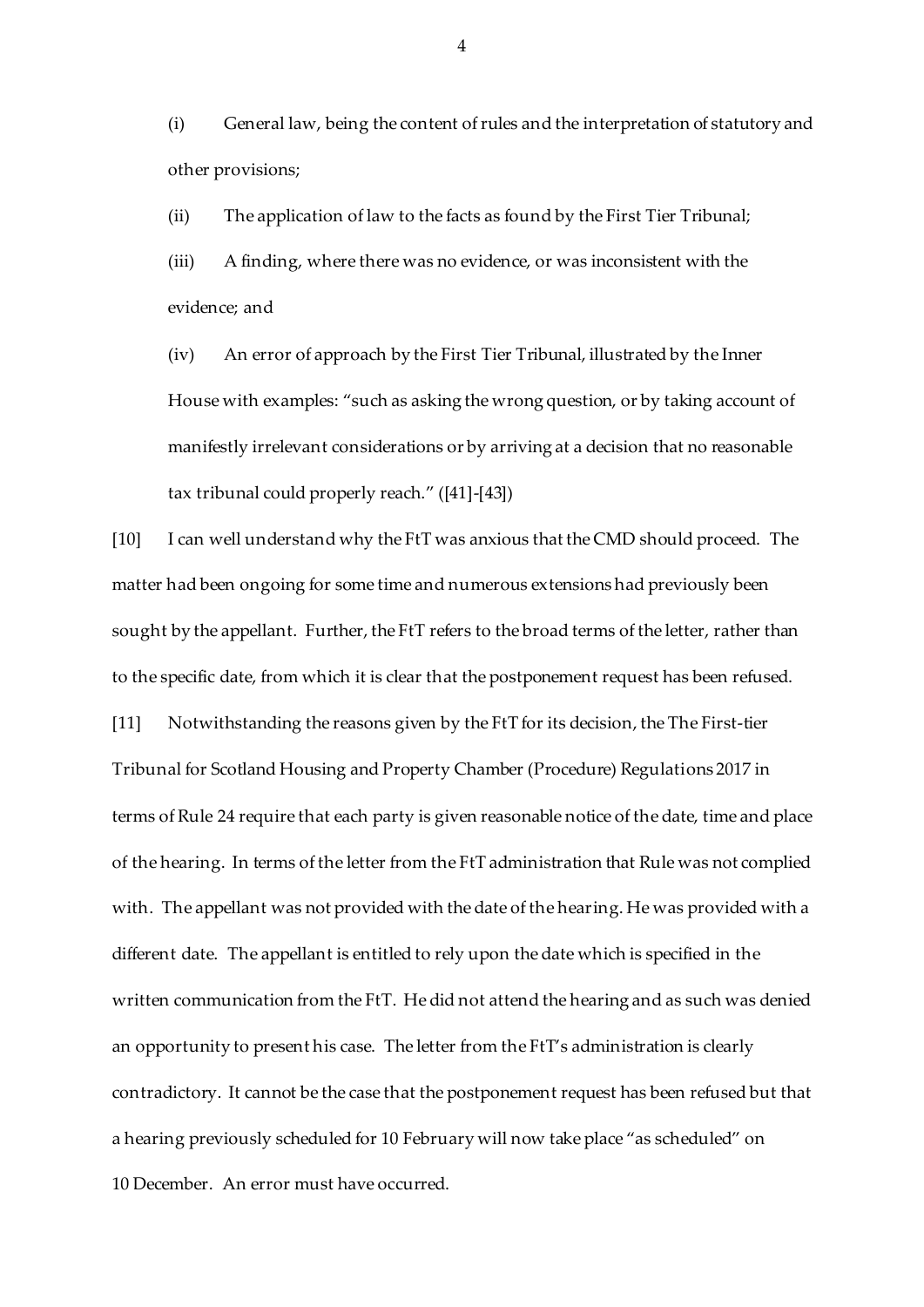(i) General law, being the content of rules and the interpretation of statutory and other provisions;

(ii) The application of law to the facts as found by the First Tier Tribunal;

(iii) A finding, where there was no evidence, or was inconsistent with the evidence; and

(iv) An error of approach by the First Tier Tribunal, illustrated by the Inner House with examples: "such as asking the wrong question, or by taking account of manifestly irrelevant considerations or by arriving at a decision that no reasonable tax tribunal could properly reach." ([41]-[43])

[10] I can well understand why the FtT was anxious that the CMD should proceed. The matter had been ongoing for some time and numerous extensions had previously been sought by the appellant. Further, the FtT refers to the broad terms of the letter, rather than to the specific date, from which it is clear that the postponement request has been refused.

[11] Notwithstanding the reasons given by the FtT for its decision, the The First-tier Tribunal for Scotland Housing and Property Chamber (Procedure) Regulations 2017 in terms of Rule 24 require that each party is given reasonable notice of the date, time and place of the hearing. In terms of the letter from the FtT administration that Rule was not complied with. The appellant was not provided with the date of the hearing. He was provided with a different date. The appellant is entitled to rely upon the date which is specified in the written communication from the FtT. He did not attend the hearing and as such was denied an opportunity to present his case. The letter from the FtT's administration is clearly contradictory. It cannot be the case that the postponement request has been refused but that a hearing previously scheduled for 10 February will now take place "as scheduled" on 10 December. An error must have occurred.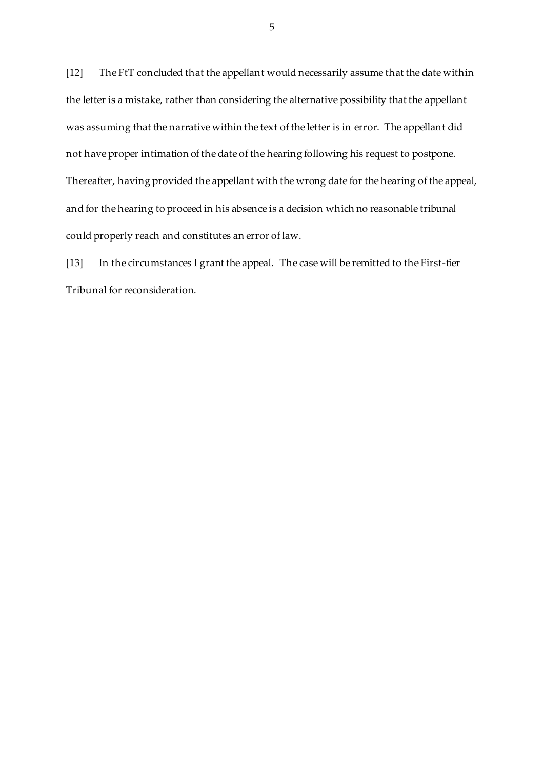[12] The FtT concluded that the appellant would necessarily assume that the date within the letter is a mistake, rather than considering the alternative possibility that the appellant was assuming that the narrative within the text of the letter is in error. The appellant did not have proper intimation of the date of the hearing following his request to postpone. Thereafter, having provided the appellant with the wrong date for the hearing of the appeal, and for the hearing to proceed in his absence is a decision which no reasonable tribunal could properly reach and constitutes an error of law.

[13] In the circumstances I grant the appeal. The case will be remitted to the First-tier Tribunal for reconsideration.